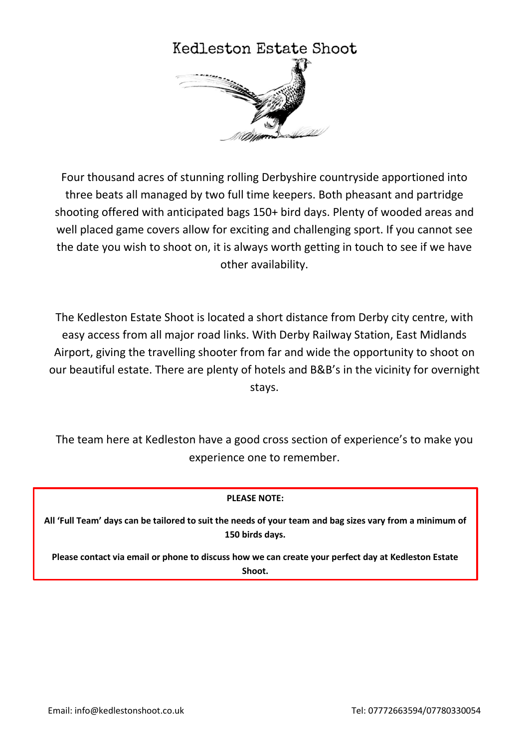# Kedleston Estate Shoot

Four thousand acres of stunning rolling Derbyshire countryside apportioned into three beats all managed by two full time keepers. Both pheasant and partridge shooting offered with anticipated bags 150+ bird days. Plenty of wooded areas and well placed game covers allow for exciting and challenging sport. If you cannot see the date you wish to shoot on, it is always worth getting in touch to see if we have other availability.

The Kedleston Estate Shoot is located a short distance from Derby city centre, with easy access from all major road links. With Derby Railway Station, East Midlands Airport, giving the travelling shooter from far and wide the opportunity to shoot on our beautiful estate. There are plenty of hotels and B&B's in the vicinity for overnight stays.

The team here at Kedleston have a good cross section of experience's to make you experience one to remember.

**PLEASE NOTE:**

**All 'Full Team' days can be tailored to suit the needs of your team and bag sizes vary from a minimum of 150 birds days.**

**Please contact via email or phone to discuss how we can create your perfect day at Kedleston Estate Shoot.**

Email: info@kedlestonshoot.co.uk

Tel: 07772663594/07780330054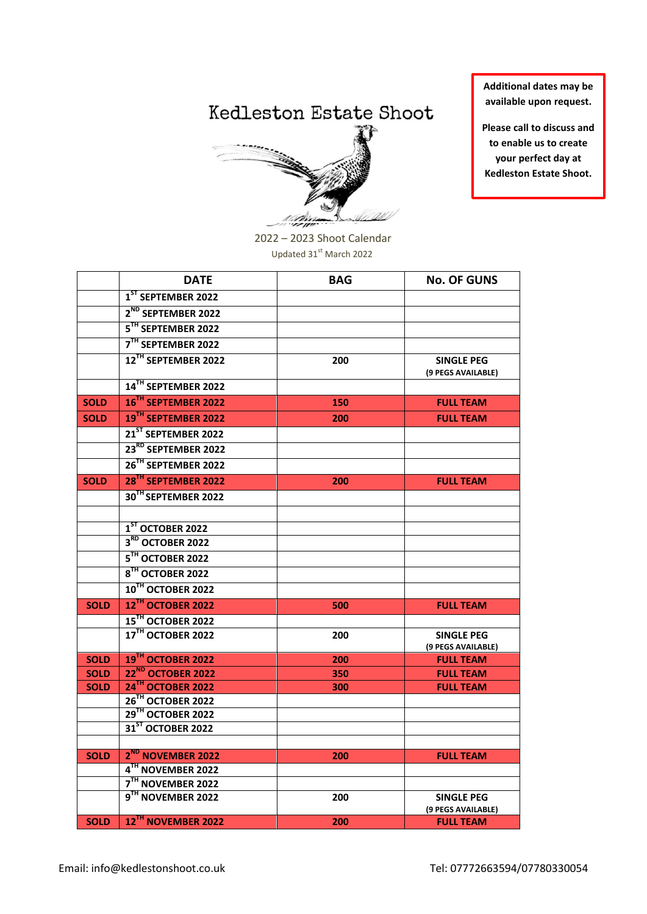# Kedleston Estate Shoot

**Additional dates may be available upon request.**

**Please call to discuss and to enable us to create your perfect day at Kedleston Estate Shoot.**

2022 – 2023 Shoot Calendar

Updated 31st March 2022

| | DATE | BAG | No. OF GUNS |
|---|---|---|---|
| | 1ST SEPTEMBER 2022 | | |
| | 2ND SEPTEMBER 2022 | | |
| | 5TH SEPTEMBER 2022 | | |
| | 7TH SEPTEMBER 2022 | | |
| | 12TH SEPTEMBER 2022 | 200 | SINGLE PEG (9 PEGS AVAILABLE) |
| | 14TH SEPTEMBER 2022 | | |
| SOLD | 16TH SEPTEMBER 2022 | 150 | FULL TEAM |
| SOLD | 19TH SEPTEMBER 2022 | 200 | FULL TEAM |
| | 21ST SEPTEMBER 2022 | | |
| | 23RD SEPTEMBER 2022 | | |
| | 26TH SEPTEMBER 2022 | | |
| SOLD | 28TH SEPTEMBER 2022 | 200 | FULL TEAM |
| | 30TH SEPTEMBER 2022 | | |
| | | | |
| | 1ST OCTOBER 2022 | | |
| | 3RD OCTOBER 2022 | | |
| | 5TH OCTOBER 2022 | | |
| | 8TH OCTOBER 2022 | | |
| | 10TH OCTOBER 2022 | | |
| SOLD | 12TH OCTOBER 2022 | 500 | FULL TEAM |
| | 15TH OCTOBER 2022 | | |
| | 17TH OCTOBER 2022 | 200 | SINGLE PEG (9 PEGS AVAILABLE) |
| SOLD | 19TH OCTOBER 2022 | 200 | FULL TEAM |
| SOLD | 22ND OCTOBER 2022 | 350 | FULL TEAM |
| SOLD | 24TH OCTOBER 2022 | 300 | FULL TEAM |
| | 26TH OCTOBER 2022 | | |
| | 29TH OCTOBER 2022 | | |
| | 31ST OCTOBER 2022 | | |
| | | | |
| SOLD | 2ND NOVEMBER 2022 | 200 | FULL TEAM |
| | 4TH NOVEMBER 2022 | | |
| | 7TH NOVEMBER 2022 | | |
| | 9TH NOVEMBER 2022 | 200 | SINGLE PEG (9 PEGS AVAILABLE) |
| SOLD | 12TH NOVEMBER 2022 | 200 | FULL TEAM |

Email: info@kedlestonshoot.co.uk

Tel: 07772663594/07780330054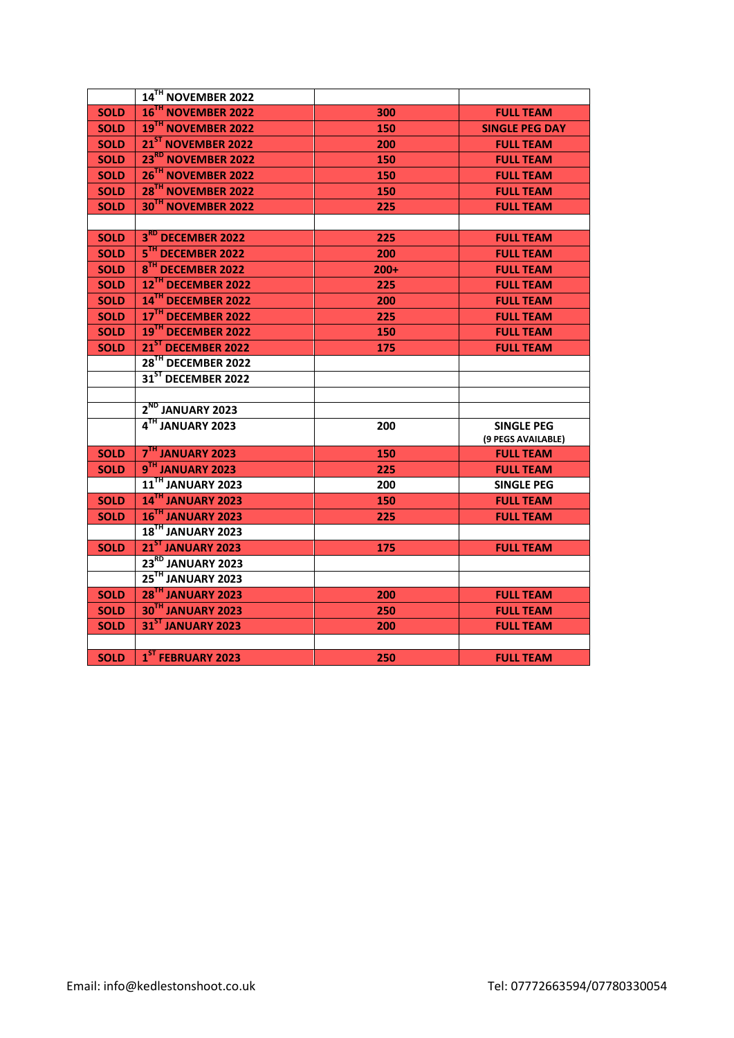| | | | |
|---|---|---|---|
| | 14TH NOVEMBER 2022 | | |
| SOLD | 16TH NOVEMBER 2022 | 300 | FULL TEAM |
| SOLD | 19TH NOVEMBER 2022 | 150 | SINGLE PEG DAY |
| SOLD | 21ST NOVEMBER 2022 | 200 | FULL TEAM |
| SOLD | 23RD NOVEMBER 2022 | 150 | FULL TEAM |
| SOLD | 26TH NOVEMBER 2022 | 150 | FULL TEAM |
| SOLD | 28TH NOVEMBER 2022 | 150 | FULL TEAM |
| SOLD | 30TH NOVEMBER 2022 | 225 | FULL TEAM |
| | | | |
| SOLD | 3RD DECEMBER 2022 | 225 | FULL TEAM |
| SOLD | 5TH DECEMBER 2022 | 200 | FULL TEAM |
| SOLD | 8TH DECEMBER 2022 | 200+ | FULL TEAM |
| SOLD | 12TH DECEMBER 2022 | 225 | FULL TEAM |
| SOLD | 14TH DECEMBER 2022 | 200 | FULL TEAM |
| SOLD | 17TH DECEMBER 2022 | 225 | FULL TEAM |
| SOLD | 19TH DECEMBER 2022 | 150 | FULL TEAM |
| SOLD | 21ST DECEMBER 2022 | 175 | FULL TEAM |
| | 28TH DECEMBER 2022 | | |
| | 31ST DECEMBER 2022 | | |
| | | | |
| | 2ND JANUARY 2023 | | |
| | 4TH JANUARY 2023 | 200 | SINGLE PEG (9 PEGS AVAILABLE) |
| SOLD | 7TH JANUARY 2023 | 150 | FULL TEAM |
| SOLD | 9TH JANUARY 2023 | 225 | FULL TEAM |
| | 11TH JANUARY 2023 | 200 | SINGLE PEG |
| SOLD | 14TH JANUARY 2023 | 150 | FULL TEAM |
| SOLD | 16TH JANUARY 2023 | 225 | FULL TEAM |
| | 18TH JANUARY 2023 | | |
| SOLD | 21ST JANUARY 2023 | 175 | FULL TEAM |
| | 23RD JANUARY 2023 | | |
| | 25TH JANUARY 2023 | | |
| SOLD | 28TH JANUARY 2023 | 200 | FULL TEAM |
| SOLD | 30TH JANUARY 2023 | 250 | FULL TEAM |
| SOLD | 31ST JANUARY 2023 | 200 | FULL TEAM |
| | | | |
| SOLD | 1ST FEBRUARY 2023 | 250 | FULL TEAM |

Email: info@kedlestonshoot.co.uk

Tel: 07772663594/07780330054